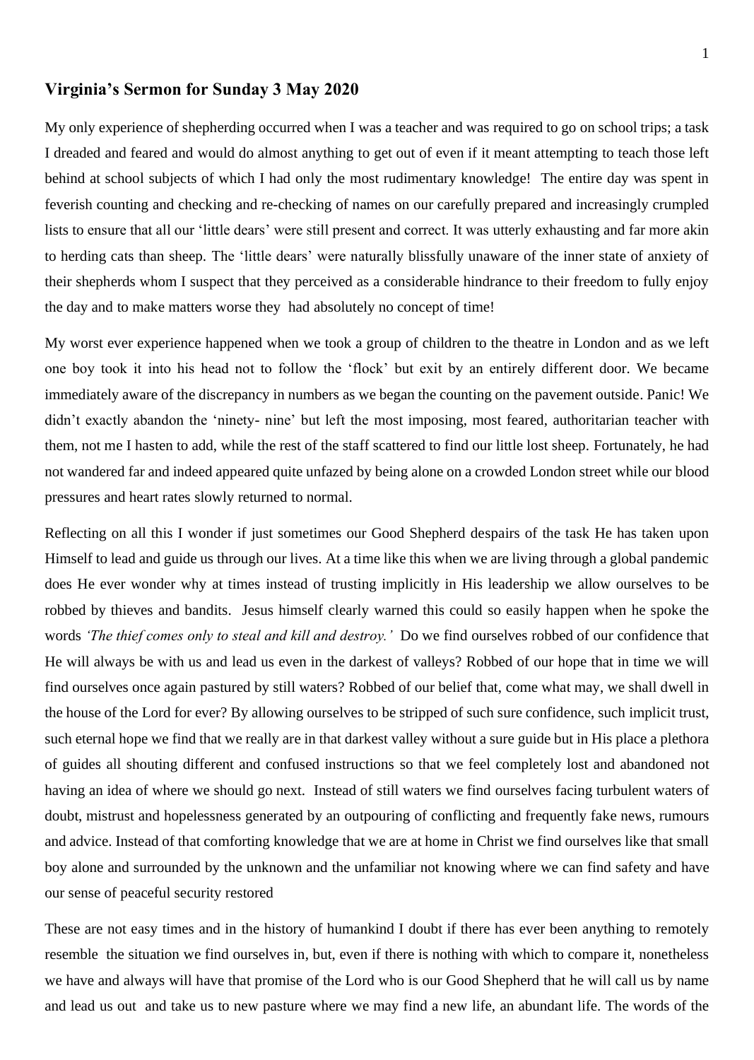## Virginia's Sermon for Sunday 3 May 2020

My only experience of shepherding occurred when I was a teacher and was required to go on school trips; a task I dreaded and feared and would do almost anything to get out of even if it meant attempting to teach those left behind at school subjects of which I had only the most rudimentary knowledge! The entire day was spent in feverish counting and checking and re-checking of names on our carefully prepared and increasingly crumpled lists to ensure that all our 'little dears' were still present and correct. It was utterly exhausting and far more akin to herding cats than sheep. The 'little dears' were naturally blissfully unaware of the inner state of anxiety of their shepherds whom I suspect that they perceived as a considerable hindrance to their freedom to fully enjoy the day and to make matters worse they had absolutely no concept of time!

My worst ever experience happened when we took a group of children to the theatre in London and as we left one boy took it into his head not to follow the 'flock' but exit by an entirely different door. We became immediately aware of the discrepancy in numbers as we began the counting on the pavement outside. Panic! We didn't exactly abandon the 'ninety- nine' but left the most imposing, most feared, authoritarian teacher with them, not me I hasten to add, while the rest of the staff scattered to find our little lost sheep. Fortunately, he had not wandered far and indeed appeared quite unfazed by being alone on a crowded London street while our blood pressures and heart rates slowly returned to normal.

Reflecting on all this I wonder if just sometimes our Good Shepherd despairs of the task He has taken upon Himself to lead and guide us through our lives. At a time like this when we are living through a global pandemic does He ever wonder why at times instead of trusting implicitly in His leadership we allow ourselves to be robbed by thieves and bandits. Jesus himself clearly warned this could so easily happen when he spoke the words *'The thief comes only to steal and kill and destroy.'* Do we find ourselves robbed of our confidence that He will always be with us and lead us even in the darkest of valleys? Robbed of our hope that in time we will find ourselves once again pastured by still waters? Robbed of our belief that, come what may, we shall dwell in the house of the Lord for ever? By allowing ourselves to be stripped of such sure confidence, such implicit trust, such eternal hope we find that we really are in that darkest valley without a sure guide but in His place a plethora of guides all shouting different and confused instructions so that we feel completely lost and abandoned not having an idea of where we should go next. Instead of still waters we find ourselves facing turbulent waters of doubt, mistrust and hopelessness generated by an outpouring of conflicting and frequently fake news, rumours and advice. Instead of that comforting knowledge that we are at home in Christ we find ourselves like that small boy alone and surrounded by the unknown and the unfamiliar not knowing where we can find safety and have our sense of peaceful security restored

These are not easy times and in the history of humankind I doubt if there has ever been anything to remotely resemble the situation we find ourselves in, but, even if there is nothing with which to compare it, nonetheless we have and always will have that promise of the Lord who is our Good Shepherd that he will call us by name and lead us out and take us to new pasture where we may find a new life, an abundant life. The words of the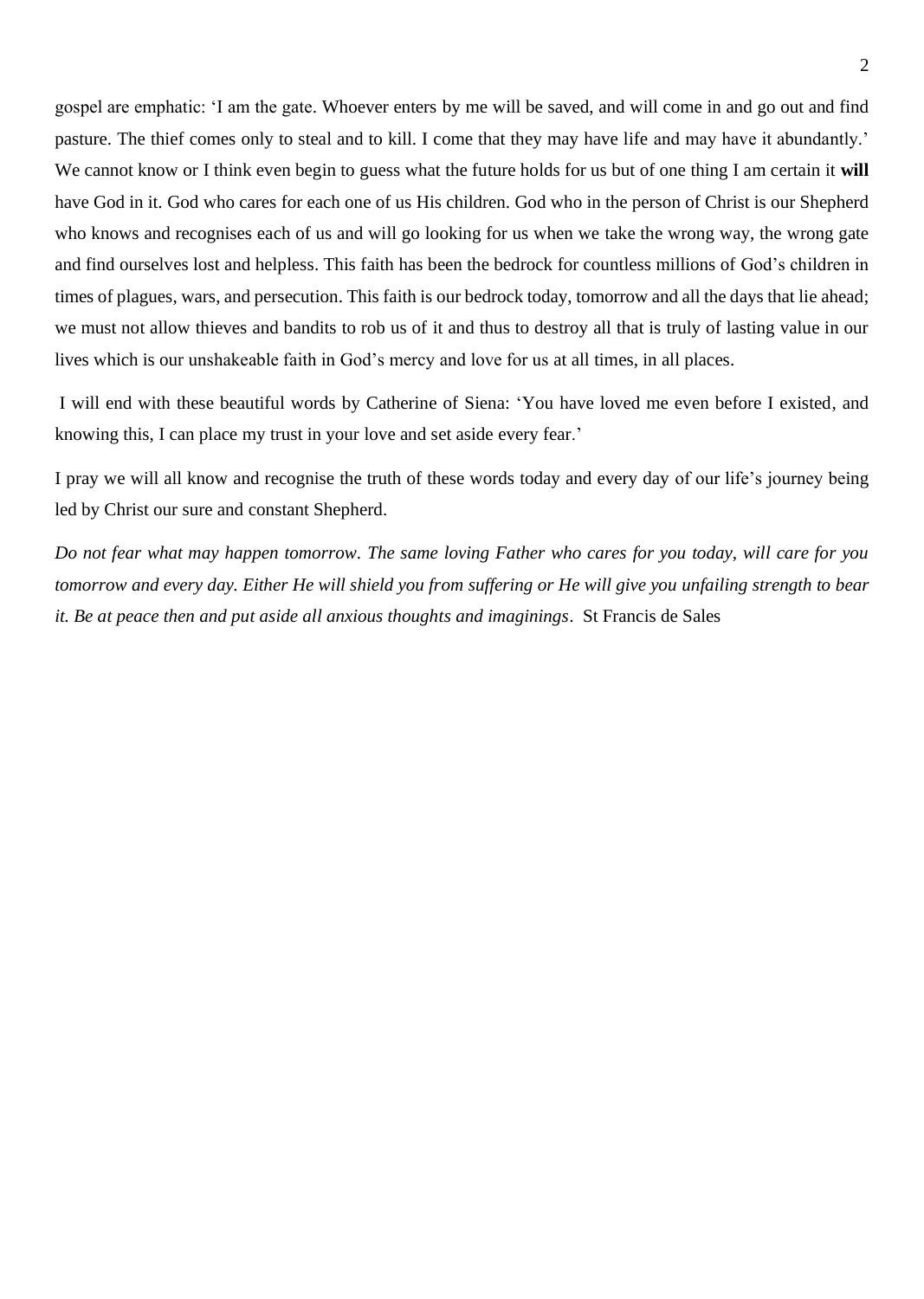gospel are emphatic: 'I am the gate. Whoever enters by me will be saved, and will come in and go out and find pasture. The thief comes only to steal and to kill. I come that they may have life and may have it abundantly.' We cannot know or I think even begin to guess what the future holds for us but of one thing I am certain it **will** have God in it. God who cares for each one of us His children. God who in the person of Christ is our Shepherd who knows and recognises each of us and will go looking for us when we take the wrong way, the wrong gate and find ourselves lost and helpless. This faith has been the bedrock for countless millions of God's children in times of plagues, wars, and persecution. This faith is our bedrock today, tomorrow and all the days that lie ahead; we must not allow thieves and bandits to rob us of it and thus to destroy all that is truly of lasting value in our lives which is our unshakeable faith in God's mercy and love for us at all times, in all places.

I will end with these beautiful words by Catherine of Siena: 'You have loved me even before I existed, and knowing this, I can place my trust in your love and set aside every fear.'

I pray we will all know and recognise the truth of these words today and every day of our life's journey being led by Christ our sure and constant Shepherd.

*Do not fear what may happen tomorrow. The same loving Father who cares for you today, will care for you tomorrow and every day. Either He will shield you from suffering or He will give you unfailing strength to bear it. Be at peace then and put aside all anxious thoughts and imaginings*. St Francis de Sales